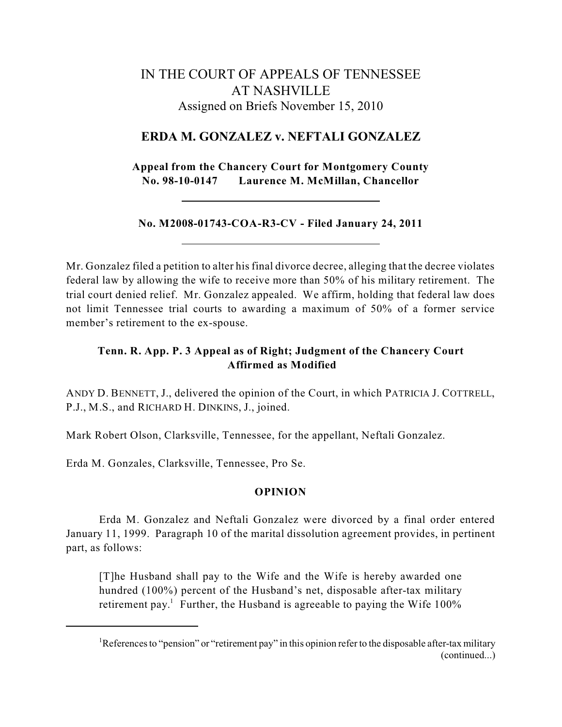# IN THE COURT OF APPEALS OF TENNESSEE AT NASHVILLE

Assigned on Briefs November 15, 2010

## ERDA M. GONZALEZ v. NEFTALI GONZALEZ

**Appeal from the Chancery Court for Montgomery County**
**No. 98-10-0147 Laurence M. McMillan, Chancellor**

---

**No. M2008-01743-COA-R3-CV - Filed January 24, 2011**

---

Mr. Gonzalez filed a petition to alter his final divorce decree, alleging that the decree violates federal law by allowing the wife to receive more than 50% of his military retirement. The trial court denied relief. Mr. Gonzalez appealed. We affirm, holding that federal law does not limit Tennessee trial courts to awarding a maximum of 50% of a former service member's retirement to the ex-spouse.

**Tenn. R. App. P. 3 Appeal as of Right; Judgment of the Chancery Court Affirmed as Modified**

ANDY D. BENNETT, J., delivered the opinion of the Court, in which PATRICIA J. COTTRELL, P.J., M.S., and RICHARD H. DINKINS, J., joined.

Mark Robert Olson, Clarksville, Tennessee, for the appellant, Neftali Gonzalez.

Erda M. Gonzales, Clarksville, Tennessee, Pro Se.

**OPINION**

Erda M. Gonzalez and Neftali Gonzalez were divorced by a final order entered January 11, 1999. Paragraph 10 of the marital dissolution agreement provides, in pertinent part, as follows:

> [T]he Husband shall pay to the Wife and the Wife is hereby awarded one hundred (100%) percent of the Husband's net, disposable after-tax military retirement pay.[1] Further, the Husband is agreeable to paying the Wife 100%

---

[1] References to "pension" or "retirement pay" in this opinion refer to the disposable after-tax military (continued...)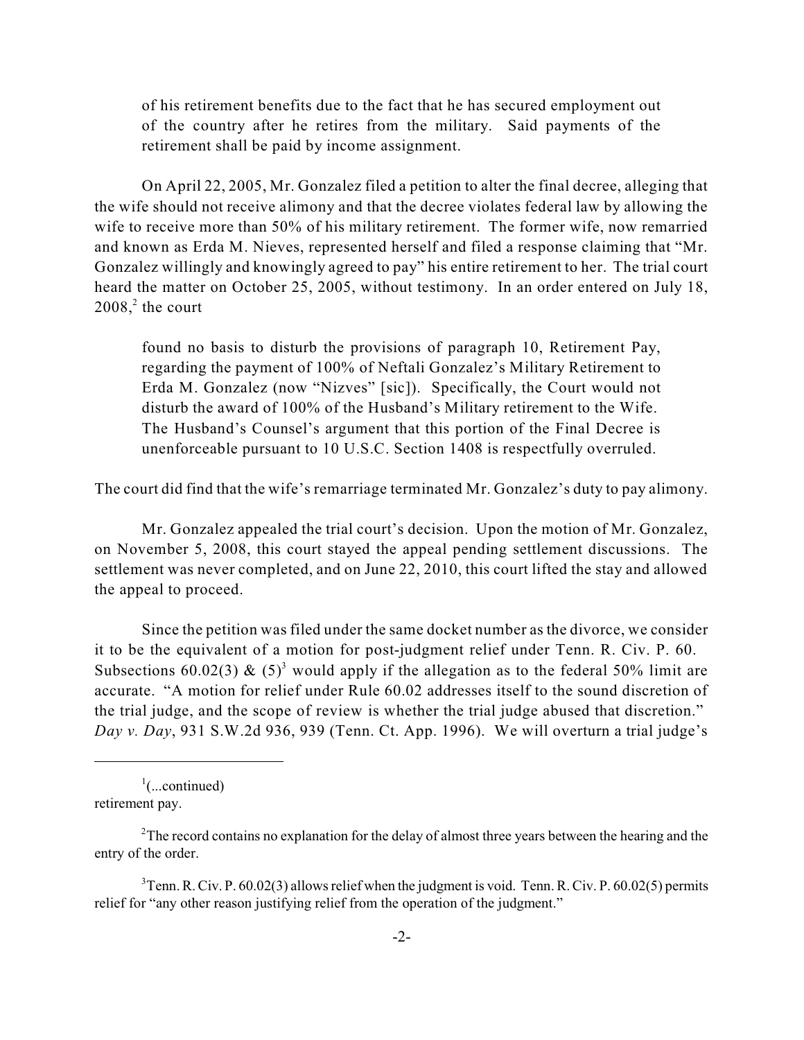of his retirement benefits due to the fact that he has secured employment out of the country after he retires from the military. Said payments of the retirement shall be paid by income assignment.

On April 22, 2005, Mr. Gonzalez filed a petition to alter the final decree, alleging that the wife should not receive alimony and that the decree violates federal law by allowing the wife to receive more than 50% of his military retirement. The former wife, now remarried and known as Erda M. Nieves, represented herself and filed a response claiming that "Mr. Gonzalez willingly and knowingly agreed to pay" his entire retirement to her. The trial court heard the matter on October 25, 2005, without testimony. In an order entered on July 18, 2008,[2] the court

> found no basis to disturb the provisions of paragraph 10, Retirement Pay, regarding the payment of 100% of Neftali Gonzalez's Military Retirement to Erda M. Gonzalez (now "Nizves" [sic]). Specifically, the Court would not disturb the award of 100% of the Husband's Military retirement to the Wife. The Husband's Counsel's argument that this portion of the Final Decree is unenforceable pursuant to 10 U.S.C. Section 1408 is respectfully overruled.

The court did find that the wife's remarriage terminated Mr. Gonzalez's duty to pay alimony.

Mr. Gonzalez appealed the trial court's decision. Upon the motion of Mr. Gonzalez, on November 5, 2008, this court stayed the appeal pending settlement discussions. The settlement was never completed, and on June 22, 2010, this court lifted the stay and allowed the appeal to proceed.

Since the petition was filed under the same docket number as the divorce, we consider it to be the equivalent of a motion for post-judgment relief under Tenn. R. Civ. P. 60. Subsections 60.02(3) & (5)[3] would apply if the allegation as to the federal 50% limit are accurate. "A motion for relief under Rule 60.02 addresses itself to the sound discretion of the trial judge, and the scope of review is whether the trial judge abused that discretion." *Day v. Day*, 931 S.W.2d 936, 939 (Tenn. Ct. App. 1996). We will overturn a trial judge's

---

[1](...continued) retirement pay.

[2]The record contains no explanation for the delay of almost three years between the hearing and the entry of the order.

[3]Tenn. R. Civ. P. 60.02(3) allows relief when the judgment is void. Tenn. R. Civ. P. 60.02(5) permits relief for "any other reason justifying relief from the operation of the judgment."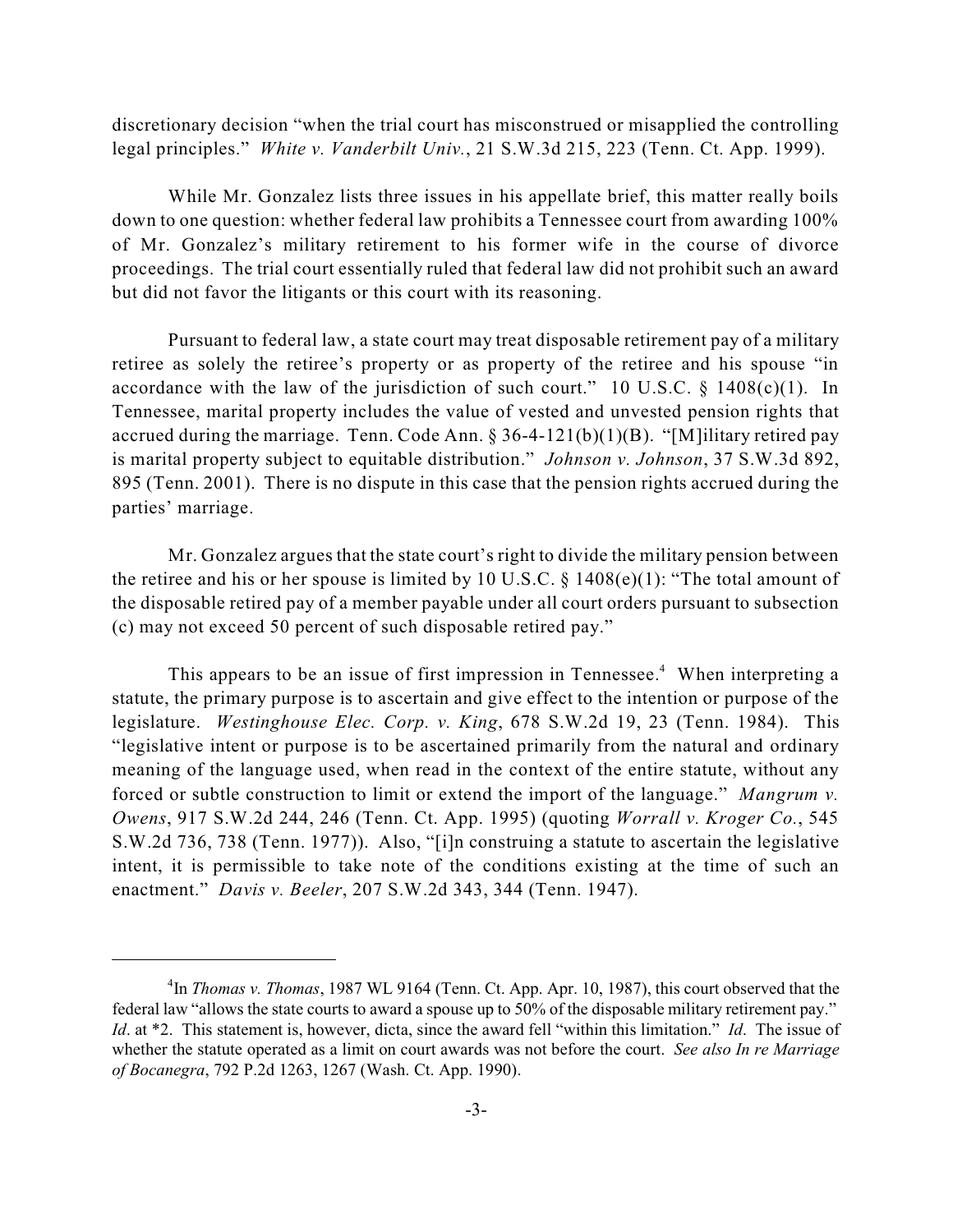discretionary decision "when the trial court has misconstrued or misapplied the controlling legal principles." *White v. Vanderbilt Univ.*, 21 S.W.3d 215, 223 (Tenn. Ct. App. 1999).

While Mr. Gonzalez lists three issues in his appellate brief, this matter really boils down to one question: whether federal law prohibits a Tennessee court from awarding 100% of Mr. Gonzalez's military retirement to his former wife in the course of divorce proceedings. The trial court essentially ruled that federal law did not prohibit such an award but did not favor the litigants or this court with its reasoning.

Pursuant to federal law, a state court may treat disposable retirement pay of a military retiree as solely the retiree's property or as property of the retiree and his spouse "in accordance with the law of the jurisdiction of such court." 10 U.S.C. § 1408(c)(1). In Tennessee, marital property includes the value of vested and unvested pension rights that accrued during the marriage. Tenn. Code Ann. § 36-4-121(b)(1)(B). "[M]ilitary retired pay is marital property subject to equitable distribution." *Johnson v. Johnson*, 37 S.W.3d 892, 895 (Tenn. 2001). There is no dispute in this case that the pension rights accrued during the parties' marriage.

Mr. Gonzalez argues that the state court's right to divide the military pension between the retiree and his or her spouse is limited by 10 U.S.C. § 1408(e)(1): "The total amount of the disposable retired pay of a member payable under all court orders pursuant to subsection (c) may not exceed 50 percent of such disposable retired pay."

This appears to be an issue of first impression in Tennessee.[4] When interpreting a statute, the primary purpose is to ascertain and give effect to the intention or purpose of the legislature. *Westinghouse Elec. Corp. v. King*, 678 S.W.2d 19, 23 (Tenn. 1984). This "legislative intent or purpose is to be ascertained primarily from the natural and ordinary meaning of the language used, when read in the context of the entire statute, without any forced or subtle construction to limit or extend the import of the language." *Mangrum v. Owens*, 917 S.W.2d 244, 246 (Tenn. Ct. App. 1995) (quoting *Worrall v. Kroger Co.*, 545 S.W.2d 736, 738 (Tenn. 1977)). Also, "[i]n construing a statute to ascertain the legislative intent, it is permissible to take note of the conditions existing at the time of such an enactment." *Davis v. Beeler*, 207 S.W.2d 343, 344 (Tenn. 1947).

---

[4] In *Thomas v. Thomas*, 1987 WL 9164 (Tenn. Ct. App. Apr. 10, 1987), this court observed that the federal law "allows the state courts to award a spouse up to 50% of the disposable military retirement pay." *Id.* at *2. This statement is, however, dicta, since the award fell "within this limitation." *Id.* The issue of whether the statute operated as a limit on court awards was not before the court. *See also In re Marriage of Bocanegra*, 792 P.2d 1263, 1267 (Wash. Ct. App. 1990).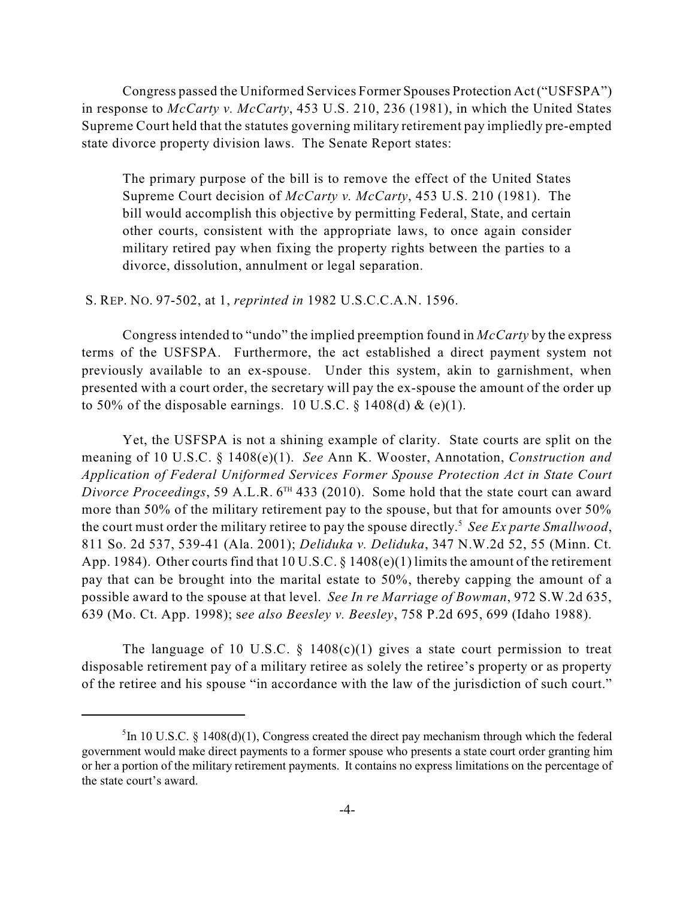Congress passed the Uniformed Services Former Spouses Protection Act ("USFSPA") in response to *McCarty v. McCarty*, 453 U.S. 210, 236 (1981), in which the United States Supreme Court held that the statutes governing military retirement pay impliedly pre-empted state divorce property division laws. The Senate Report states:

> The primary purpose of the bill is to remove the effect of the United States Supreme Court decision of *McCarty v. McCarty*, 453 U.S. 210 (1981). The bill would accomplish this objective by permitting Federal, State, and certain other courts, consistent with the appropriate laws, to once again consider military retired pay when fixing the property rights between the parties to a divorce, dissolution, annulment or legal separation.

S. REP. NO. 97-502, at 1, *reprinted in* 1982 U.S.C.C.A.N. 1596.

Congress intended to "undo" the implied preemption found in *McCarty* by the express terms of the USFSPA. Furthermore, the act established a direct payment system not previously available to an ex-spouse. Under this system, akin to garnishment, when presented with a court order, the secretary will pay the ex-spouse the amount of the order up to 50% of the disposable earnings. 10 U.S.C. § 1408(d) & (e)(1).

Yet, the USFSPA is not a shining example of clarity. State courts are split on the meaning of 10 U.S.C. § 1408(e)(1). *See* Ann K. Wooster, Annotation, *Construction and Application of Federal Uniformed Services Former Spouse Protection Act in State Court Divorce Proceedings*, 59 A.L.R. 6TH 433 (2010). Some hold that the state court can award more than 50% of the military retirement pay to the spouse, but that for amounts over 50% the court must order the military retiree to pay the spouse directly.[5] *See Ex parte Smallwood*, 811 So. 2d 537, 539-41 (Ala. 2001); *Deliduka v. Deliduka*, 347 N.W.2d 52, 55 (Minn. Ct. App. 1984). Other courts find that 10 U.S.C. § 1408(e)(1) limits the amount of the retirement pay that can be brought into the marital estate to 50%, thereby capping the amount of a possible award to the spouse at that level. *See In re Marriage of Bowman*, 972 S.W.2d 635, 639 (Mo. Ct. App. 1998); s*ee also Beesley v. Beesley*, 758 P.2d 695, 699 (Idaho 1988).

The language of 10 U.S.C. § 1408(c)(1) gives a state court permission to treat disposable retirement pay of a military retiree as solely the retiree's property or as property of the retiree and his spouse "in accordance with the law of the jurisdiction of such court."

---

[5] In 10 U.S.C. § 1408(d)(1), Congress created the direct pay mechanism through which the federal government would make direct payments to a former spouse who presents a state court order granting him or her a portion of the military retirement payments. It contains no express limitations on the percentage of the state court's award.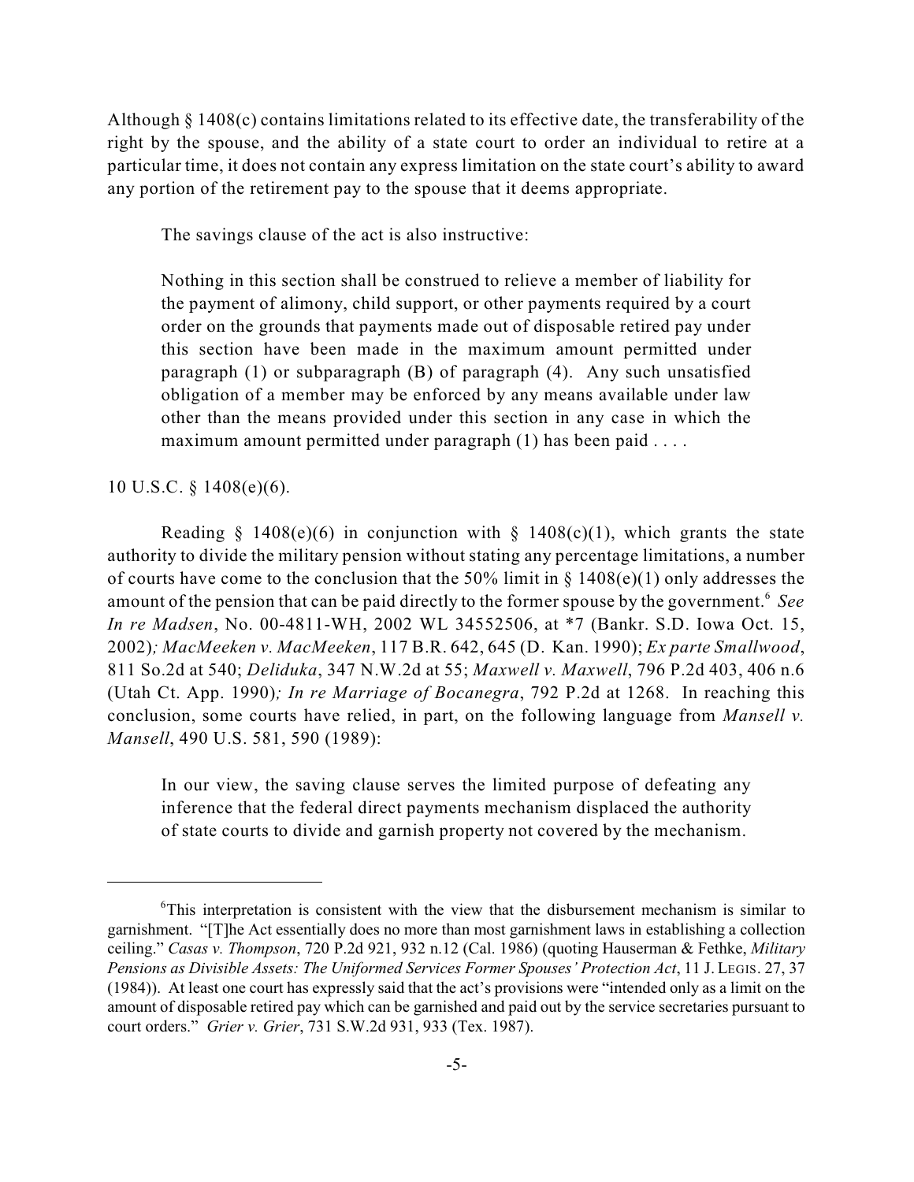Although § 1408(c) contains limitations related to its effective date, the transferability of the right by the spouse, and the ability of a state court to order an individual to retire at a particular time, it does not contain any express limitation on the state court's ability to award any portion of the retirement pay to the spouse that it deems appropriate.

The savings clause of the act is also instructive:

> Nothing in this section shall be construed to relieve a member of liability for the payment of alimony, child support, or other payments required by a court order on the grounds that payments made out of disposable retired pay under this section have been made in the maximum amount permitted under paragraph (1) or subparagraph (B) of paragraph (4). Any such unsatisfied obligation of a member may be enforced by any means available under law other than the means provided under this section in any case in which the maximum amount permitted under paragraph (1) has been paid . . . .

10 U.S.C. § 1408(e)(6).

Reading § 1408(e)(6) in conjunction with § 1408(c)(1), which grants the state authority to divide the military pension without stating any percentage limitations, a number of courts have come to the conclusion that the 50% limit in § 1408(e)(1) only addresses the amount of the pension that can be paid directly to the former spouse by the government.[6] *See In re Madsen*, No. 00-4811-WH, 2002 WL 34552506, at *7 (Bankr. S.D. Iowa Oct. 15, 2002); *MacMeeken v. MacMeeken*, 117 B.R. 642, 645 (D. Kan. 1990); *Ex parte Smallwood*, 811 So.2d at 540; *Deliduka*, 347 N.W.2d at 55; *Maxwell v. Maxwell*, 796 P.2d 403, 406 n.6 (Utah Ct. App. 1990); *In re Marriage of Bocanegra*, 792 P.2d at 1268. In reaching this conclusion, some courts have relied, in part, on the following language from *Mansell v. Mansell*, 490 U.S. 581, 590 (1989):

> In our view, the saving clause serves the limited purpose of defeating any inference that the federal direct payments mechanism displaced the authority of state courts to divide and garnish property not covered by the mechanism.

---

[6] This interpretation is consistent with the view that the disbursement mechanism is similar to garnishment. "[T]he Act essentially does no more than most garnishment laws in establishing a collection ceiling." *Casas v. Thompson*, 720 P.2d 921, 932 n.12 (Cal. 1986) (quoting Hauserman & Fethke, *Military Pensions as Divisible Assets: The Uniformed Services Former Spouses' Protection Act*, 11 J. LEGIS. 27, 37 (1984)). At least one court has expressly said that the act's provisions were "intended only as a limit on the amount of disposable retired pay which can be garnished and paid out by the service secretaries pursuant to court orders." *Grier v. Grier*, 731 S.W.2d 931, 933 (Tex. 1987).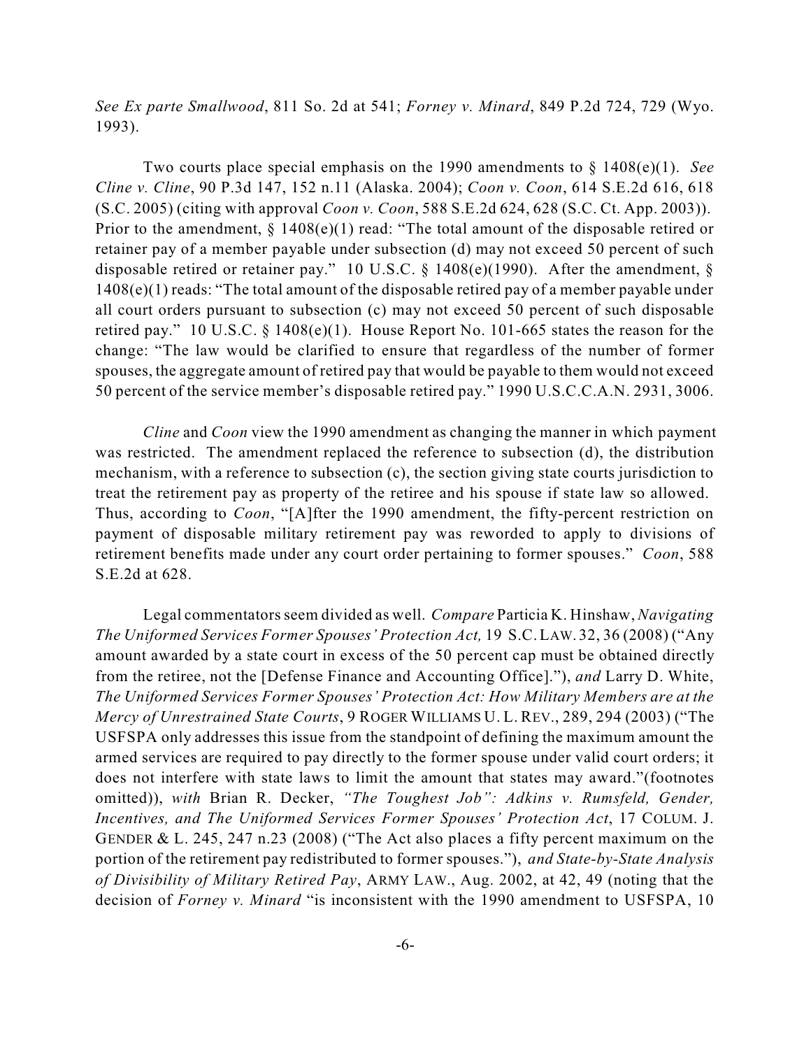*See Ex parte Smallwood*, 811 So. 2d at 541; *Forney v. Minard*, 849 P.2d 724, 729 (Wyo. 1993).

Two courts place special emphasis on the 1990 amendments to § 1408(e)(1). *See Cline v. Cline*, 90 P.3d 147, 152 n.11 (Alaska. 2004); *Coon v. Coon*, 614 S.E.2d 616, 618 (S.C. 2005) (citing with approval *Coon v. Coon*, 588 S.E.2d 624, 628 (S.C. Ct. App. 2003)). Prior to the amendment, § 1408(e)(1) read: "The total amount of the disposable retired or retainer pay of a member payable under subsection (d) may not exceed 50 percent of such disposable retired or retainer pay." 10 U.S.C. § 1408(e)(1990). After the amendment, § 1408(e)(1) reads: "The total amount of the disposable retired pay of a member payable under all court orders pursuant to subsection (c) may not exceed 50 percent of such disposable retired pay." 10 U.S.C. § 1408(e)(1). House Report No. 101-665 states the reason for the change: "The law would be clarified to ensure that regardless of the number of former spouses, the aggregate amount of retired pay that would be payable to them would not exceed 50 percent of the service member's disposable retired pay." 1990 U.S.C.C.A.N. 2931, 3006.

*Cline* and *Coon* view the 1990 amendment as changing the manner in which payment was restricted. The amendment replaced the reference to subsection (d), the distribution mechanism, with a reference to subsection (c), the section giving state courts jurisdiction to treat the retirement pay as property of the retiree and his spouse if state law so allowed. Thus, according to *Coon*, "[A]fter the 1990 amendment, the fifty-percent restriction on payment of disposable military retirement pay was reworded to apply to divisions of retirement benefits made under any court order pertaining to former spouses." *Coon*, 588 S.E.2d at 628.

Legal commentators seem divided as well. *Compare* Particia K. Hinshaw, *Navigating The Uniformed Services Former Spouses' Protection Act,* 19 S.C. LAW. 32, 36 (2008) ("Any amount awarded by a state court in excess of the 50 percent cap must be obtained directly from the retiree, not the [Defense Finance and Accounting Office]."), *and* Larry D. White, *The Uniformed Services Former Spouses' Protection Act: How Military Members are at the Mercy of Unrestrained State Courts*, 9 ROGER WILLIAMS U. L. REV., 289, 294 (2003) ("The USFSPA only addresses this issue from the standpoint of defining the maximum amount the armed services are required to pay directly to the former spouse under valid court orders; it does not interfere with state laws to limit the amount that states may award."(footnotes omitted)), *with* Brian R. Decker, *"The Toughest Job": Adkins v. Rumsfeld, Gender, Incentives, and The Uniformed Services Former Spouses' Protection Act*, 17 COLUM. J. GENDER & L. 245, 247 n.23 (2008) ("The Act also places a fifty percent maximum on the portion of the retirement pay redistributed to former spouses."), *and State-by-State Analysis of Divisibility of Military Retired Pay*, ARMY LAW., Aug. 2002, at 42, 49 (noting that the decision of *Forney v. Minard* "is inconsistent with the 1990 amendment to USFSPA, 10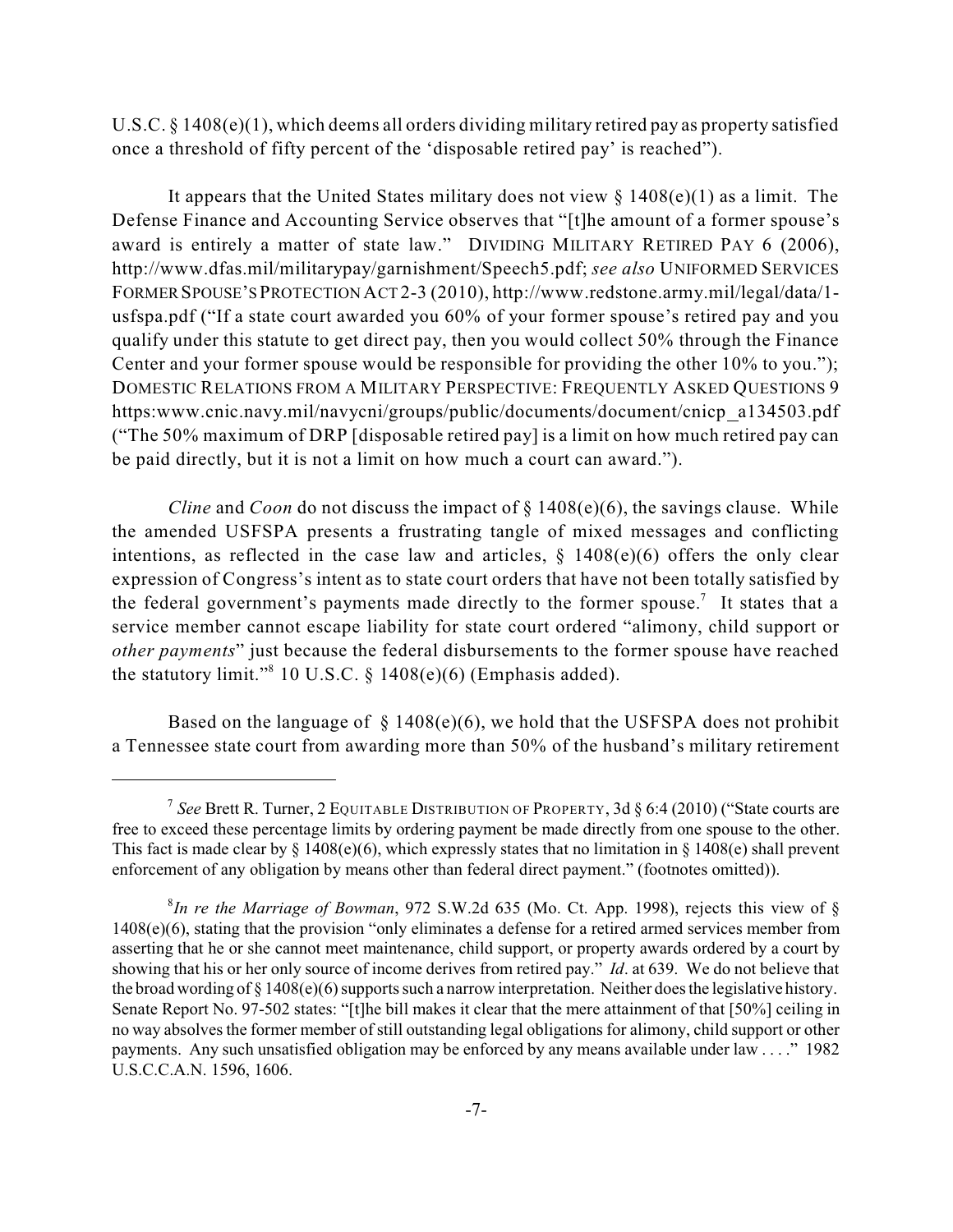U.S.C. § 1408(e)(1), which deems all orders dividing military retired pay as property satisfied once a threshold of fifty percent of the 'disposable retired pay' is reached").

It appears that the United States military does not view § 1408(e)(1) as a limit. The Defense Finance and Accounting Service observes that "[t]he amount of a former spouse's award is entirely a matter of state law." DIVIDING MILITARY RETIRED PAY 6 (2006), http://www.dfas.mil/militarypay/garnishment/Speech5.pdf; *see also* UNIFORMED SERVICES FORMER SPOUSE'S PROTECTION ACT 2-3 (2010), http://www.redstone.army.mil/legal/data/1-usfspa.pdf ("If a state court awarded you 60% of your former spouse's retired pay and you qualify under this statute to get direct pay, then you would collect 50% through the Finance Center and your former spouse would be responsible for providing the other 10% to you."); DOMESTIC RELATIONS FROM A MILITARY PERSPECTIVE: FREQUENTLY ASKED QUESTIONS 9 https:www.cnic.navy.mil/navycni/groups/public/documents/document/cnicp_a134503.pdf ("The 50% maximum of DRP [disposable retired pay] is a limit on how much retired pay can be paid directly, but it is not a limit on how much a court can award.").

*Cline* and *Coon* do not discuss the impact of § 1408(e)(6), the savings clause. While the amended USFSPA presents a frustrating tangle of mixed messages and conflicting intentions, as reflected in the case law and articles, § 1408(e)(6) offers the only clear expression of Congress's intent as to state court orders that have not been totally satisfied by the federal government's payments made directly to the former spouse.[7] It states that a service member cannot escape liability for state court ordered "alimony, child support or *other payments*" just because the federal disbursements to the former spouse have reached the statutory limit."[8] 10 U.S.C. § 1408(e)(6) (Emphasis added).

Based on the language of § 1408(e)(6), we hold that the USFSPA does not prohibit a Tennessee state court from awarding more than 50% of the husband's military retirement

---

[7] *See* Brett R. Turner, 2 EQUITABLE DISTRIBUTION OF PROPERTY, 3d § 6:4 (2010) ("State courts are free to exceed these percentage limits by ordering payment be made directly from one spouse to the other. This fact is made clear by § 1408(e)(6), which expressly states that no limitation in § 1408(e) shall prevent enforcement of any obligation by means other than federal direct payment." (footnotes omitted)).

[8] *In re the Marriage of Bowman*, 972 S.W.2d 635 (Mo. Ct. App. 1998), rejects this view of § 1408(e)(6), stating that the provision "only eliminates a defense for a retired armed services member from asserting that he or she cannot meet maintenance, child support, or property awards ordered by a court by showing that his or her only source of income derives from retired pay." *Id*. at 639. We do not believe that the broad wording of § 1408(e)(6) supports such a narrow interpretation. Neither does the legislative history. Senate Report No. 97-502 states: "[t]he bill makes it clear that the mere attainment of that [50%] ceiling in no way absolves the former member of still outstanding legal obligations for alimony, child support or other payments. Any such unsatisfied obligation may be enforced by any means available under law . . . ." 1982 U.S.C.C.A.N. 1596, 1606.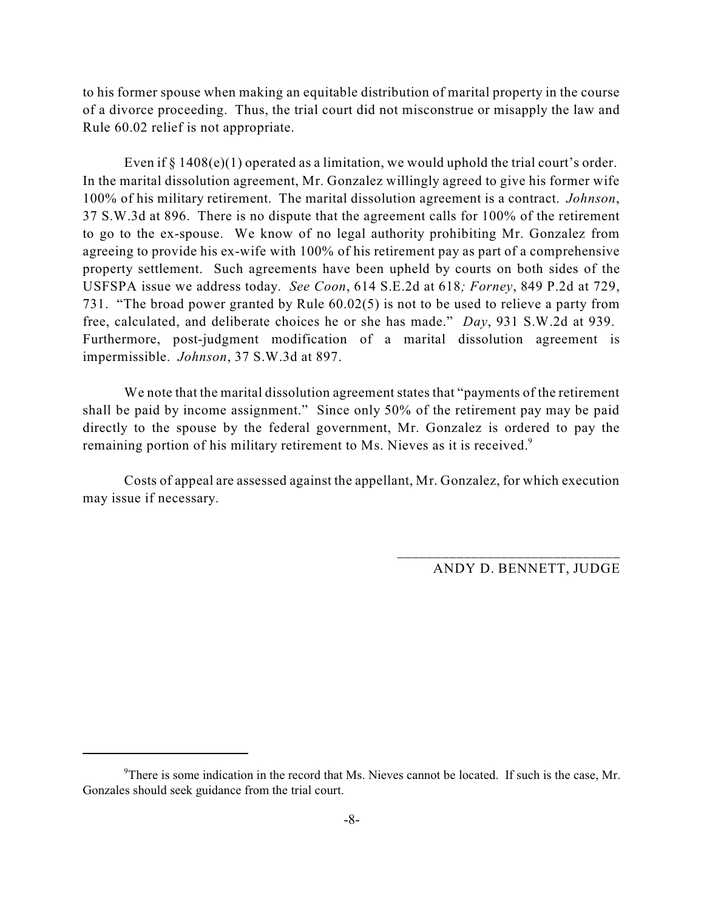to his former spouse when making an equitable distribution of marital property in the course of a divorce proceeding. Thus, the trial court did not misconstrue or misapply the law and Rule 60.02 relief is not appropriate.

Even if § 1408(e)(1) operated as a limitation, we would uphold the trial court's order. In the marital dissolution agreement, Mr. Gonzalez willingly agreed to give his former wife 100% of his military retirement. The marital dissolution agreement is a contract. *Johnson*, 37 S.W.3d at 896. There is no dispute that the agreement calls for 100% of the retirement to go to the ex-spouse. We know of no legal authority prohibiting Mr. Gonzalez from agreeing to provide his ex-wife with 100% of his retirement pay as part of a comprehensive property settlement. Such agreements have been upheld by courts on both sides of the USFSPA issue we address today. *See Coon*, 614 S.E.2d at 618*; Forney*, 849 P.2d at 729, 731. "The broad power granted by Rule 60.02(5) is not to be used to relieve a party from free, calculated, and deliberate choices he or she has made." *Day*, 931 S.W.2d at 939. Furthermore, post-judgment modification of a marital dissolution agreement is impermissible. *Johnson*, 37 S.W.3d at 897.

We note that the marital dissolution agreement states that "payments of the retirement shall be paid by income assignment." Since only 50% of the retirement pay may be paid directly to the spouse by the federal government, Mr. Gonzalez is ordered to pay the remaining portion of his military retirement to Ms. Nieves as it is received.[9]

Costs of appeal are assessed against the appellant, Mr. Gonzalez, for which execution may issue if necessary.

\_\_\_\_\_\_\_\_\_\_\_\_\_\_\_\_\_\_\_\_\_\_\_\_\_\_\_\_\_\_
ANDY D. BENNETT, JUDGE

---

[9]There is some indication in the record that Ms. Nieves cannot be located. If such is the case, Mr. Gonzales should seek guidance from the trial court.